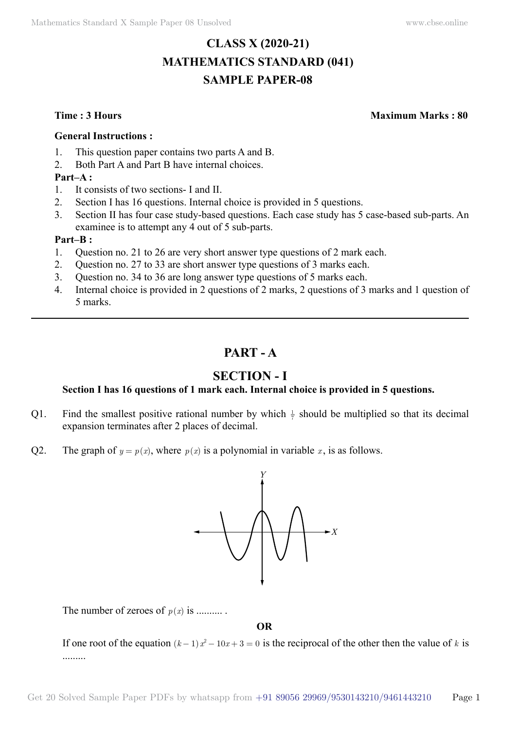# CLASS X (2020-21)
# MATHEMATICS STANDARD (041)
# SAMPLE PAPER-08

**Time : 3 Hours** **Maximum Marks : 80**

**General Instructions :**

1. This question paper contains two parts A and B.
2. Both Part A and Part B have internal choices.

**Part–A :**

1. It consists of two sections- I and II.
2. Section I has 16 questions. Internal choice is provided in 5 questions.
3. Section II has four case study-based questions. Each case study has 5 case-based sub-parts. An examinee is to attempt any 4 out of 5 sub-parts.

**Part–B :**

1. Question no. 21 to 26 are very short answer type questions of 2 mark each.
2. Question no. 27 to 33 are short answer type questions of 3 marks each.
3. Question no. 34 to 36 are long answer type questions of 5 marks each.
4. Internal choice is provided in 2 questions of 2 marks, 2 questions of 3 marks and 1 question of 5 marks.

---

## PART - A

## SECTION - I

**Section I has 16 questions of 1 mark each. Internal choice is provided in 5 questions.**

Q1. Find the smallest positive rational number by which $\frac{1}{7}$ should be multiplied so that its decimal expansion terminates after 2 places of decimal.

Q2. The graph of $y = p(x)$, where $p(x)$ is a polynomial in variable $x$, is as follows.

The number of zeroes of $p(x)$ is .......... .

**OR**

If one root of the equation $(k-1)x^2 - 10x + 3 = 0$ is the reciprocal of the other then the value of $k$ is .........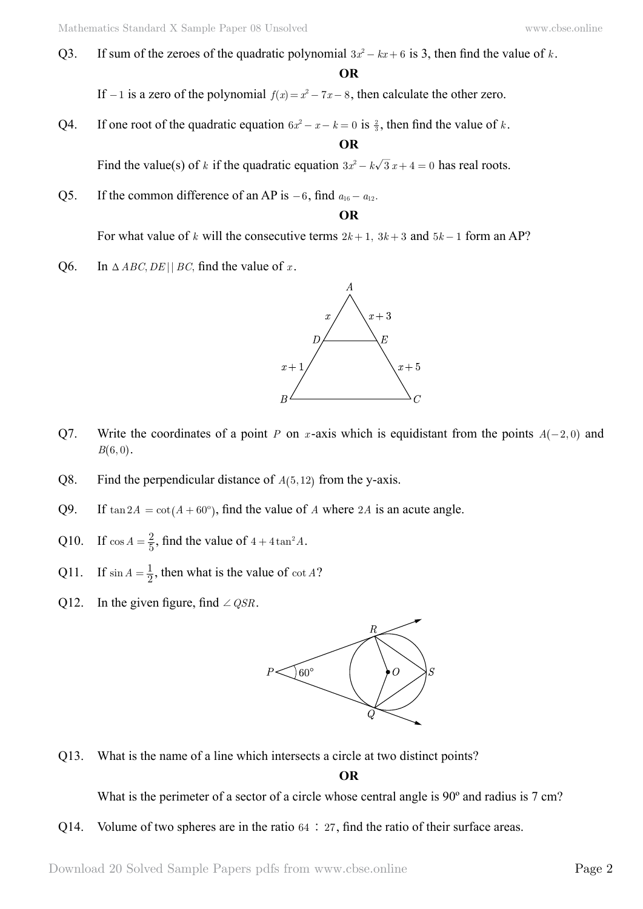Q3. If sum of the zeroes of the quadratic polynomial $3x^2 - kx + 6$ is 3, then find the value of $k$.

**OR**

If $-1$ is a zero of the polynomial $f(x) = x^2 - 7x - 8$, then calculate the other zero.

Q4. If one root of the quadratic equation $6x^2 - x - k = 0$ is $\frac{2}{3}$, then find the value of $k$.

**OR**

Find the value(s) of $k$ if the quadratic equation $3x^2 - k\sqrt{3}\,x + 4 = 0$ has real roots.

Q5. If the common difference of an AP is $-6$, find $a_{16} - a_{12}$.

**OR**

For what value of $k$ will the consecutive terms $2k+1,\ 3k+3$ and $5k-1$ form an AP?

Q6. In $\Delta\, ABC, DE \,||\, BC,$ find the value of $x$.

Q7. Write the coordinates of a point $P$ on $x$-axis which is equidistant from the points $A(-2, 0)$ and $B(6, 0)$.

Q8. Find the perpendicular distance of $A(5, 12)$ from the y-axis.

Q9. If $\tan 2A = \cot(A + 60^\circ)$, find the value of $A$ where $2A$ is an acute angle.

Q10. If $\cos A = \frac{2}{5}$, find the value of $4 + 4\tan^2 A$.

Q11. If $\sin A = \frac{1}{2}$, then what is the value of $\cot A$?

Q12. In the given figure, find $\angle QSR$.

Q13. What is the name of a line which intersects a circle at two distinct points?

**OR**

What is the perimeter of a sector of a circle whose central angle is 90º and radius is 7 cm?

Q14. Volume of two spheres are in the ratio $64 : 27$, find the ratio of their surface areas.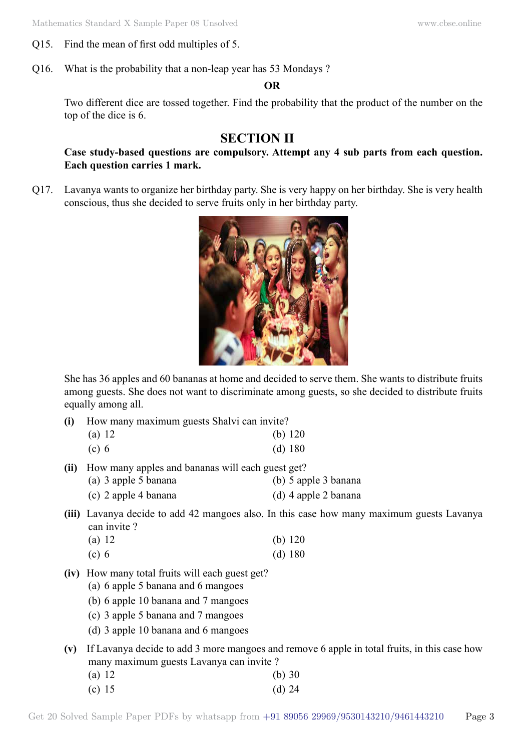Q15. Find the mean of first odd multiples of 5.

Q16. What is the probability that a non-leap year has 53 Mondays ?

**OR**

Two different dice are tossed together. Find the probability that the product of the number on the top of the dice is 6.

## SECTION II

**Case study-based questions are compulsory. Attempt any 4 sub parts from each question. Each question carries 1 mark.**

Q17. Lavanya wants to organize her birthday party. She is very happy on her birthday. She is very health conscious, thus she decided to serve fruits only in her birthday party.

She has 36 apples and 60 bananas at home and decided to serve them. She wants to distribute fruits among guests. She does not want to discriminate among guests, so she decided to distribute fruits equally among all.

**(i)** How many maximum guests Shalvi can invite?

(a) 12 (b) 120

(c) 6 (d) 180

**(ii)** How many apples and bananas will each guest get?

(a) 3 apple 5 banana (b) 5 apple 3 banana

(c) 2 apple 4 banana (d) 4 apple 2 banana

**(iii)** Lavanya decide to add 42 mangoes also. In this case how many maximum guests Lavanya can invite ?

(a) 12 (b) 120

(c) 6 (d) 180

**(iv)** How many total fruits will each guest get?

(a) 6 apple 5 banana and 6 mangoes

(b) 6 apple 10 banana and 7 mangoes

(c) 3 apple 5 banana and 7 mangoes

(d) 3 apple 10 banana and 6 mangoes

**(v)** If Lavanya decide to add 3 more mangoes and remove 6 apple in total fruits, in this case how many maximum guests Lavanya can invite ?

(a) 12 (b) 30

(c) 15 (d) 24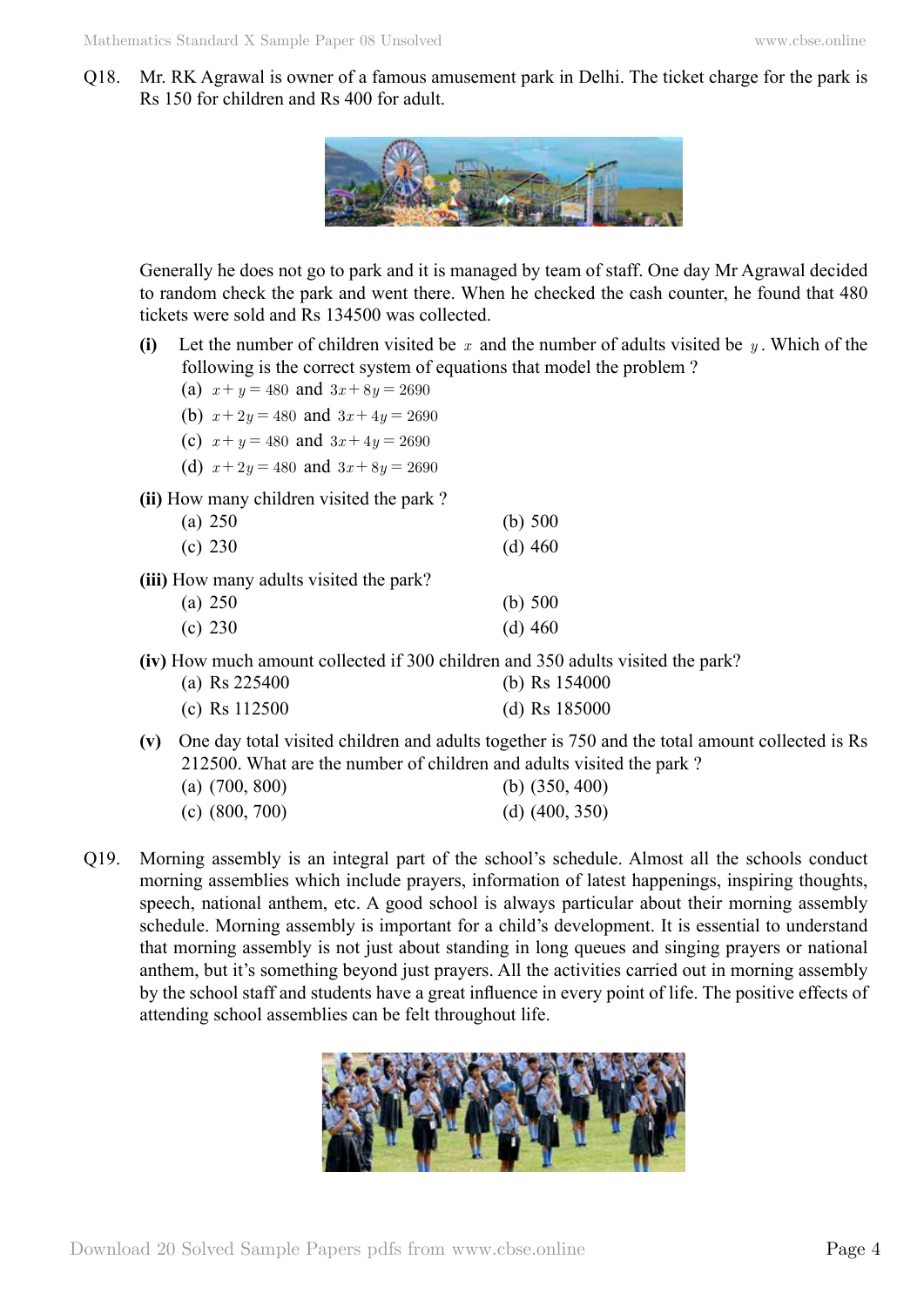Q18. Mr. RK Agrawal is owner of a famous amusement park in Delhi. The ticket charge for the park is Rs 150 for children and Rs 400 for adult.

Generally he does not go to park and it is managed by team of staff. One day Mr Agrawal decided to random check the park and went there. When he checked the cash counter, he found that 480 tickets were sold and Rs 134500 was collected.

**(i)** Let the number of children visited be $x$ and the number of adults visited be $y$. Which of the following is the correct system of equations that model the problem ?

(a) $x + y = 480$ and $3x + 8y = 2690$

(b) $x + 2y = 480$ and $3x + 4y = 2690$

(c) $x + y = 480$ and $3x + 4y = 2690$

(d) $x + 2y = 480$ and $3x + 8y = 2690$

**(ii)** How many children visited the park ?

(a) 250 (b) 500

(c) 230 (d) 460

**(iii)** How many adults visited the park?

(a) 250 (b) 500

(c) 230 (d) 460

**(iv)** How much amount collected if 300 children and 350 adults visited the park?

(a) Rs 225400 (b) Rs 154000

(c) Rs 112500 (d) Rs 185000

**(v)** One day total visited children and adults together is 750 and the total amount collected is Rs 212500. What are the number of children and adults visited the park ?

(a) (700, 800) (b) (350, 400)

(c) (800, 700) (d) (400, 350)

Q19. Morning assembly is an integral part of the school's schedule. Almost all the schools conduct morning assemblies which include prayers, information of latest happenings, inspiring thoughts, speech, national anthem, etc. A good school is always particular about their morning assembly schedule. Morning assembly is important for a child's development. It is essential to understand that morning assembly is not just about standing in long queues and singing prayers or national anthem, but it's something beyond just prayers. All the activities carried out in morning assembly by the school staff and students have a great influence in every point of life. The positive effects of attending school assemblies can be felt throughout life.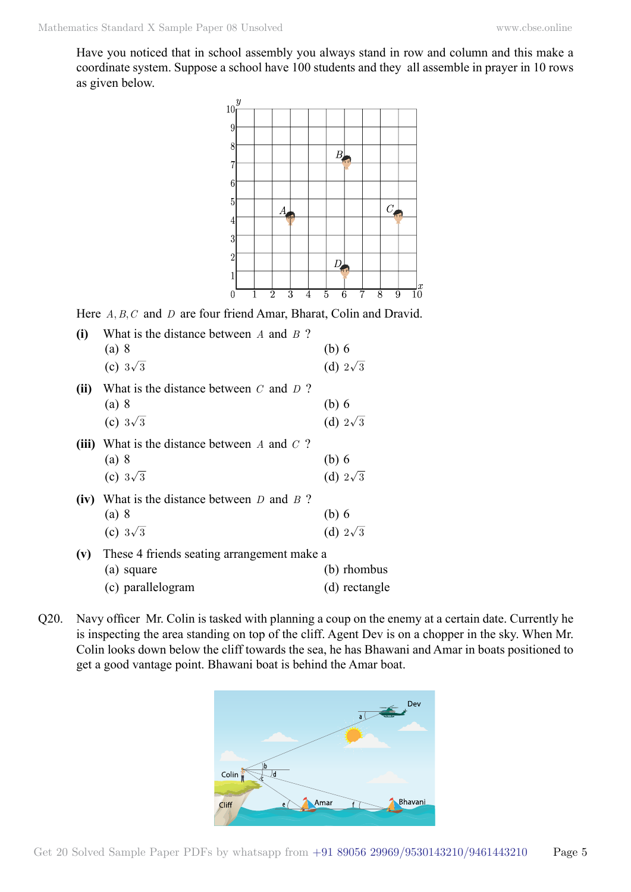Have you noticed that in school assembly you always stand in row and column and this make a coordinate system. Suppose a school have 100 students and they all assemble in prayer in 10 rows as given below.

Here $A, B, C$ and $D$ are four friend Amar, Bharat, Colin and Dravid.

**(i)** What is the distance between $A$ and $B$ ?

(a) 8 (b) 6

(c) $3\sqrt{3}$ (d) $2\sqrt{3}$

**(ii)** What is the distance between $C$ and $D$ ?

(a) 8 (b) 6

(c) $3\sqrt{3}$ (d) $2\sqrt{3}$

**(iii)** What is the distance between $A$ and $C$ ?

(a) 8 (b) 6

(c) $3\sqrt{3}$ (d) $2\sqrt{3}$

**(iv)** What is the distance between $D$ and $B$ ?

(a) 8 (b) 6

(c) $3\sqrt{3}$ (d) $2\sqrt{3}$

**(v)** These 4 friends seating arrangement make a

(a) square (b) rhombus

(c) parallelogram (d) rectangle

Q20. Navy officer Mr. Colin is tasked with planning a coup on the enemy at a certain date. Currently he is inspecting the area standing on top of the cliff. Agent Dev is on a chopper in the sky. When Mr. Colin looks down below the cliff towards the sea, he has Bhawani and Amar in boats positioned to get a good vantage point. Bhawani boat is behind the Amar boat.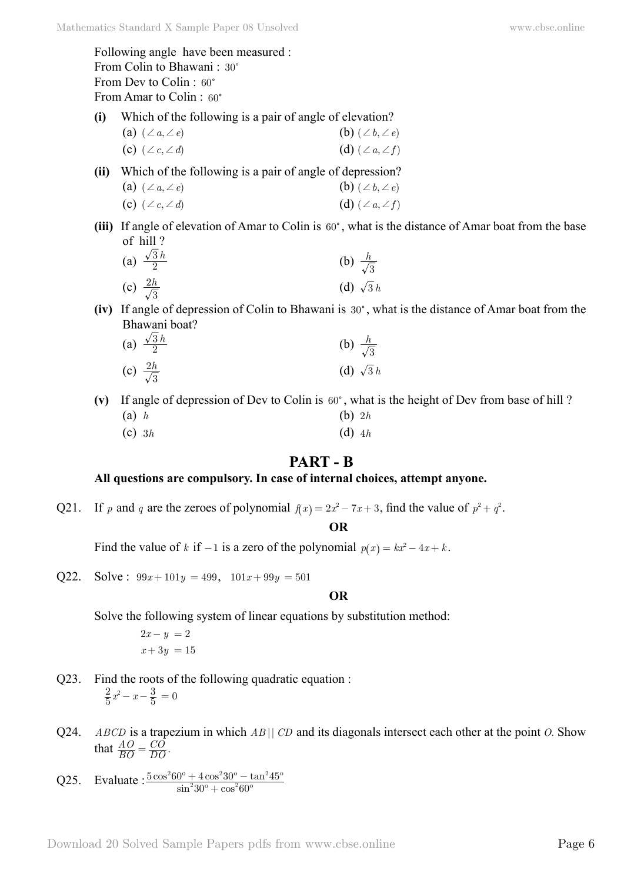Following angle have been measured :
From Colin to Bhawani : $30^{\circ}$
From Dev to Colin : $60^{\circ}$
From Amar to Colin : $60^{\circ}$

**(i)** Which of the following is a pair of angle of elevation?

(a) $(\angle a, \angle e)$ (b) $(\angle b, \angle e)$
(c) $(\angle c, \angle d)$ (d) $(\angle a, \angle f)$

**(ii)** Which of the following is a pair of angle of depression?

(a) $(\angle a, \angle e)$ (b) $(\angle b, \angle e)$
(c) $(\angle c, \angle d)$ (d) $(\angle a, \angle f)$

**(iii)** If angle of elevation of Amar to Colin is $60^{\circ}$, what is the distance of Amar boat from the base of hill ?

(a) $\frac{\sqrt{3}h}{2}$ (b) $\frac{h}{\sqrt{3}}$
(c) $\frac{2h}{\sqrt{3}}$ (d) $\sqrt{3}h$

**(iv)** If angle of depression of Colin to Bhawani is $30^{\circ}$, what is the distance of Amar boat from the Bhawani boat?

(a) $\frac{\sqrt{3}h}{2}$ (b) $\frac{h}{\sqrt{3}}$
(c) $\frac{2h}{\sqrt{3}}$ (d) $\sqrt{3}h$

**(v)** If angle of depression of Dev to Colin is $60^{\circ}$, what is the height of Dev from base of hill ?

(a) $h$ (b) $2h$
(c) $3h$ (d) $4h$

## PART - B

**All questions are compulsory. In case of internal choices, attempt anyone.**

Q21. If $p$ and $q$ are the zeroes of polynomial $f(x) = 2x^2 - 7x + 3$, find the value of $p^2 + q^2$.

**OR**

Find the value of $k$ if $-1$ is a zero of the polynomial $p(x) = kx^2 - 4x + k$.

Q22. Solve : $99x + 101y = 499$, $101x + 99y = 501$

**OR**

Solve the following system of linear equations by substitution method:

$$2x - y = 2$$
$$x + 3y = 15$$

Q23. Find the roots of the following quadratic equation :

$$\frac{2}{5}x^2 - x - \frac{3}{5} = 0$$

Q24. $ABCD$ is a trapezium in which $AB \| CD$ and its diagonals intersect each other at the point $O$. Show that $\frac{AO}{BO} = \frac{CO}{DO}$.

Q25. Evaluate : $\frac{5\cos^2 60^{\circ} + 4\cos^2 30^{\circ} - \tan^2 45^{\circ}}{\sin^2 30^{\circ} + \cos^2 60^{\circ}}$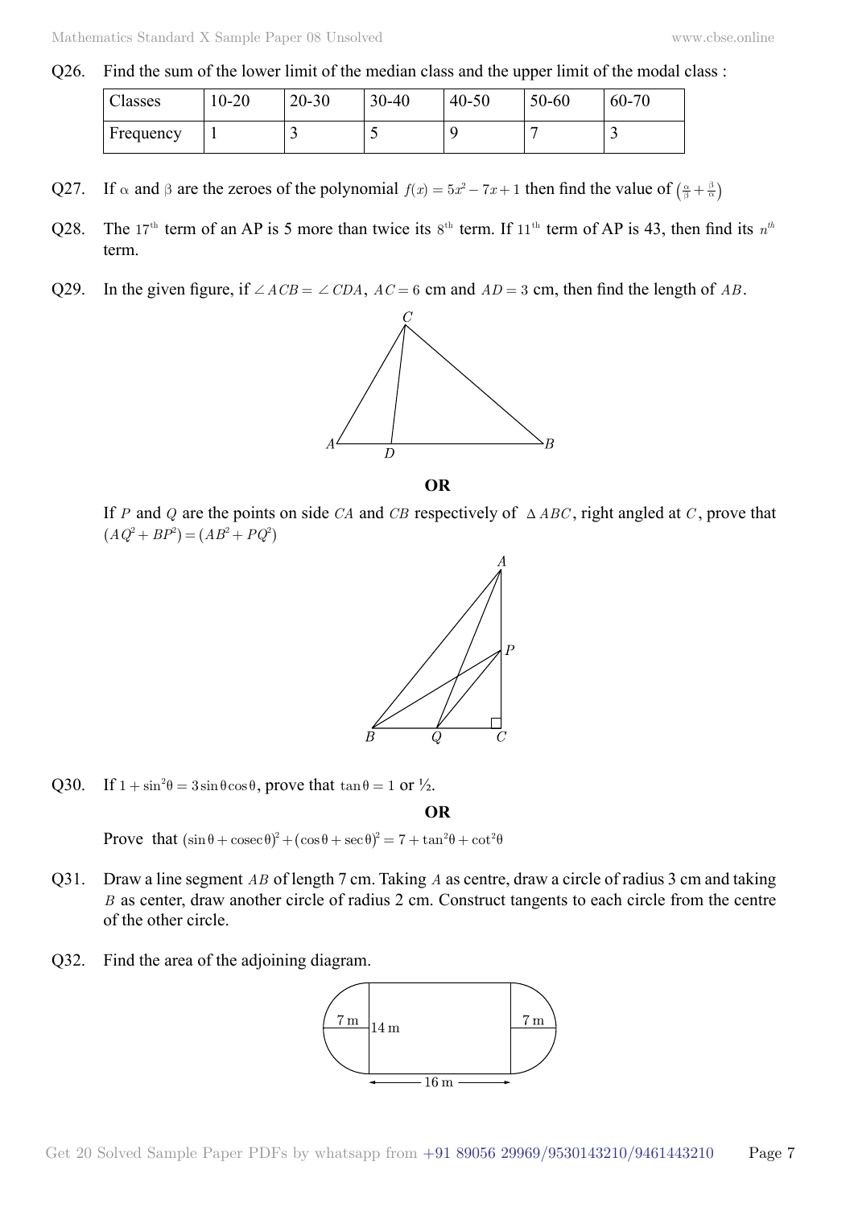Q26. Find the sum of the lower limit of the median class and the upper limit of the modal class :

| Classes | 10-20 | 20-30 | 30-40 | 40-50 | 50-60 | 60-70 |
|---|---|---|---|---|---|---|
| Frequency | 1 | 3 | 5 | 9 | 7 | 3 |

Q27. If $\alpha$ and $\beta$ are the zeroes of the polynomial $f(x) = 5x^2 - 7x + 1$ then find the value of $\left(\frac{\alpha}{\beta} + \frac{\beta}{\alpha}\right)$

Q28. The $17^{th}$ term of an AP is 5 more than twice its $8^{th}$ term. If $11^{th}$ term of AP is 43, then find its $n^{th}$ term.

Q29. In the given figure, if $\angle ACB = \angle CDA$, $AC = 6$ cm and $AD = 3$ cm, then find the length of $AB$.

**OR**

If $P$ and $Q$ are the points on side $CA$ and $CB$ respectively of $\Delta ABC$, right angled at $C$, prove that $(AQ^2 + BP^2) = (AB^2 + PQ^2)$

Q30. If $1 + \sin^2\theta = 3\sin\theta\cos\theta$, prove that $\tan\theta = 1$ or ½.

**OR**

Prove that $(\sin\theta + \operatorname{cosec}\theta)^2 + (\cos\theta + \sec\theta)^2 = 7 + \tan^2\theta + \cot^2\theta$

Q31. Draw a line segment $AB$ of length 7 cm. Taking $A$ as centre, draw a circle of radius 3 cm and taking $B$ as center, draw another circle of radius 2 cm. Construct tangents to each circle from the centre of the other circle.

Q32. Find the area of the adjoining diagram.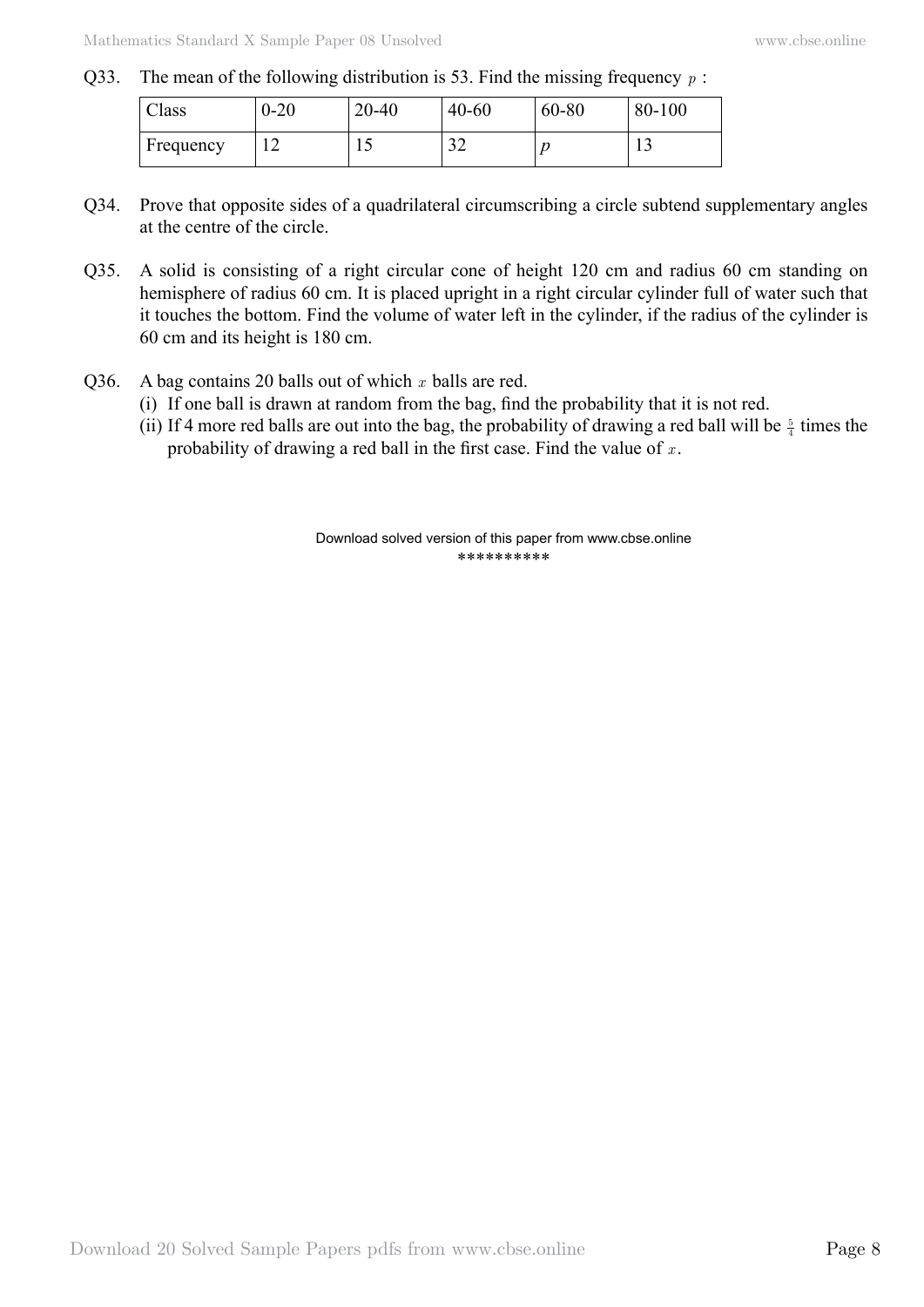Q33. The mean of the following distribution is 53. Find the missing frequency $p$ :

| Class | 0-20 | 20-40 | 40-60 | 60-80 | 80-100 |
|---|---|---|---|---|---|
| Frequency | 12 | 15 | 32 | $p$ | 13 |

Q34. Prove that opposite sides of a quadrilateral circumscribing a circle subtend supplementary angles at the centre of the circle.

Q35. A solid is consisting of a right circular cone of height 120 cm and radius 60 cm standing on hemisphere of radius 60 cm. It is placed upright in a right circular cylinder full of water such that it touches the bottom. Find the volume of water left in the cylinder, if the radius of the cylinder is 60 cm and its height is 180 cm.

Q36. A bag contains 20 balls out of which $x$ balls are red.

(i) If one ball is drawn at random from the bag, find the probability that it is not red.

(ii) If 4 more red balls are out into the bag, the probability of drawing a red ball will be $\frac{5}{4}$ times the probability of drawing a red ball in the first case. Find the value of $x$.

Download solved version of this paper from www.cbse.online

**********